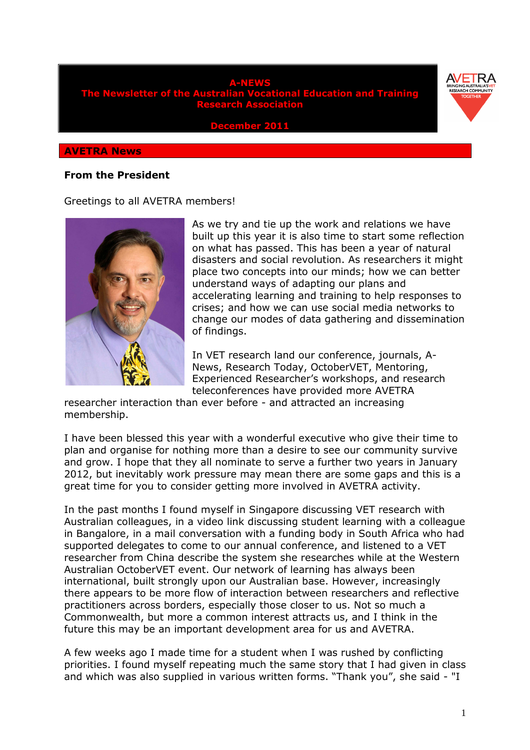# A-NEWS

## The Newsletter of the Australian Vocational Education and Training Research Association

**December 2011**

AVETRA — BRINGING AUSTRALIA'S VET RESEARCH COMMUNITY TOGETHER

## AVETRA News

### From the President

Greetings to all AVETRA members!

As we try and tie up the work and relations we have built up this year it is also time to start some reflection on what has passed. This has been a year of natural disasters and social revolution. As researchers it might place two concepts into our minds; how we can better understand ways of adapting our plans and accelerating learning and training to help responses to crises; and how we can use social media networks to change our modes of data gathering and dissemination of findings.

In VET research land our conference, journals, A-News, Research Today, OctoberVET, Mentoring, Experienced Researcher's workshops, and research teleconferences have provided more AVETRA researcher interaction than ever before - and attracted an increasing membership.

I have been blessed this year with a wonderful executive who give their time to plan and organise for nothing more than a desire to see our community survive and grow. I hope that they all nominate to serve a further two years in January 2012, but inevitably work pressure may mean there are some gaps and this is a great time for you to consider getting more involved in AVETRA activity.

In the past months I found myself in Singapore discussing VET research with Australian colleagues, in a video link discussing student learning with a colleague in Bangalore, in a mail conversation with a funding body in South Africa who had supported delegates to come to our annual conference, and listened to a VET researcher from China describe the system she researches while at the Western Australian OctoberVET event. Our network of learning has always been international, built strongly upon our Australian base. However, increasingly there appears to be more flow of interaction between researchers and reflective practitioners across borders, especially those closer to us. Not so much a Commonwealth, but more a common interest attracts us, and I think in the future this may be an important development area for us and AVETRA.

A few weeks ago I made time for a student when I was rushed by conflicting priorities. I found myself repeating much the same story that I had given in class and which was also supplied in various written forms. "Thank you", she said - "I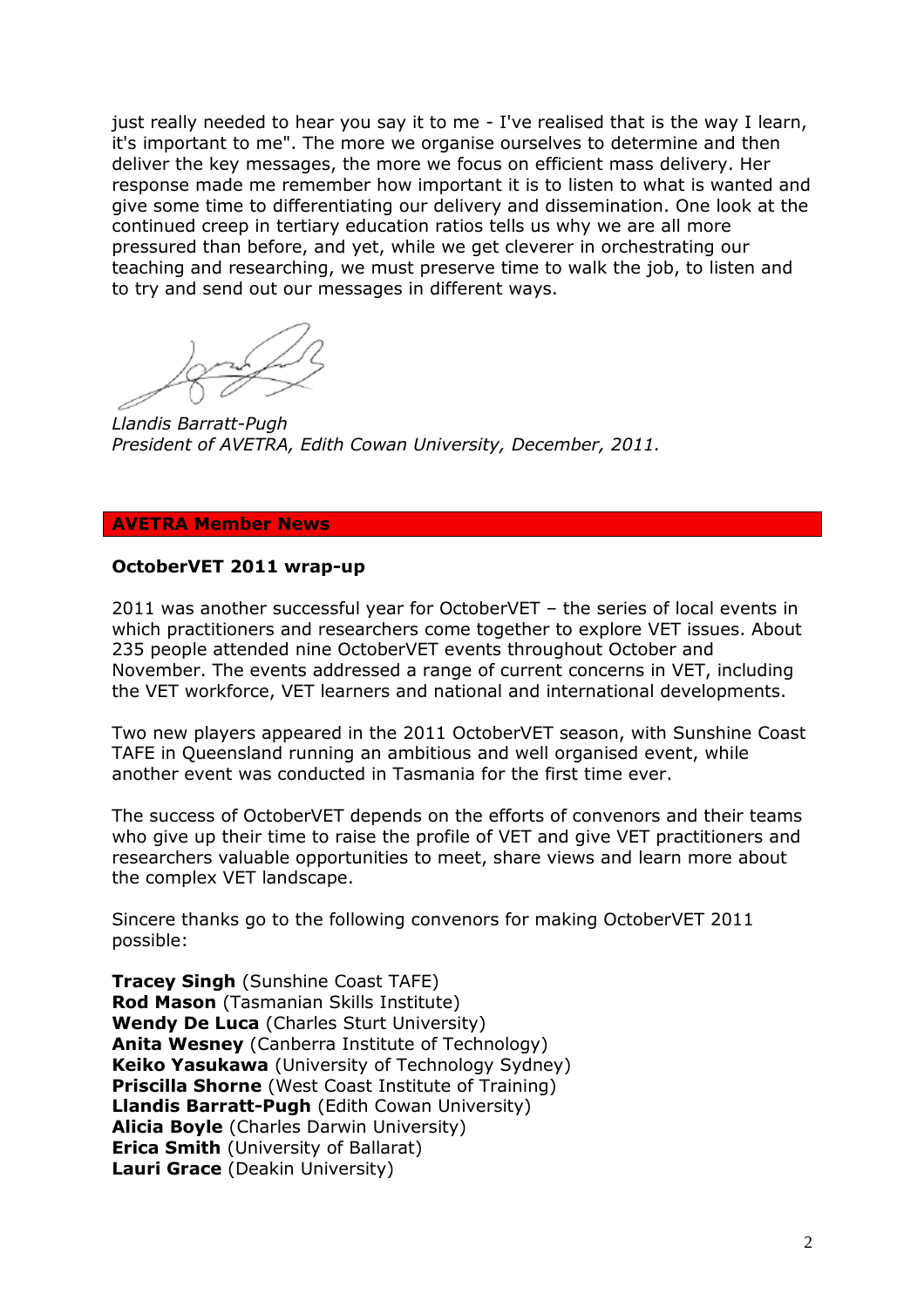just really needed to hear you say it to me - I've realised that is the way I learn, it's important to me". The more we organise ourselves to determine and then deliver the key messages, the more we focus on efficient mass delivery. Her response made me remember how important it is to listen to what is wanted and give some time to differentiating our delivery and dissemination. One look at the continued creep in tertiary education ratios tells us why we are all more pressured than before, and yet, while we get cleverer in orchestrating our teaching and researching, we must preserve time to walk the job, to listen and to try and send out our messages in different ways.

*Llandis Barratt-Pugh*
*President of AVETRA, Edith Cowan University, December, 2011.*

## AVETRA Member News

### OctoberVET 2011 wrap-up

2011 was another successful year for OctoberVET – the series of local events in which practitioners and researchers come together to explore VET issues. About 235 people attended nine OctoberVET events throughout October and November. The events addressed a range of current concerns in VET, including the VET workforce, VET learners and national and international developments.

Two new players appeared in the 2011 OctoberVET season, with Sunshine Coast TAFE in Queensland running an ambitious and well organised event, while another event was conducted in Tasmania for the first time ever.

The success of OctoberVET depends on the efforts of convenors and their teams who give up their time to raise the profile of VET and give VET practitioners and researchers valuable opportunities to meet, share views and learn more about the complex VET landscape.

Sincere thanks go to the following convenors for making OctoberVET 2011 possible:

**Tracey Singh** (Sunshine Coast TAFE)
**Rod Mason** (Tasmanian Skills Institute)
**Wendy De Luca** (Charles Sturt University)
**Anita Wesney** (Canberra Institute of Technology)
**Keiko Yasukawa** (University of Technology Sydney)
**Priscilla Shorne** (West Coast Institute of Training)
**Llandis Barratt-Pugh** (Edith Cowan University)
**Alicia Boyle** (Charles Darwin University)
**Erica Smith** (University of Ballarat)
**Lauri Grace** (Deakin University)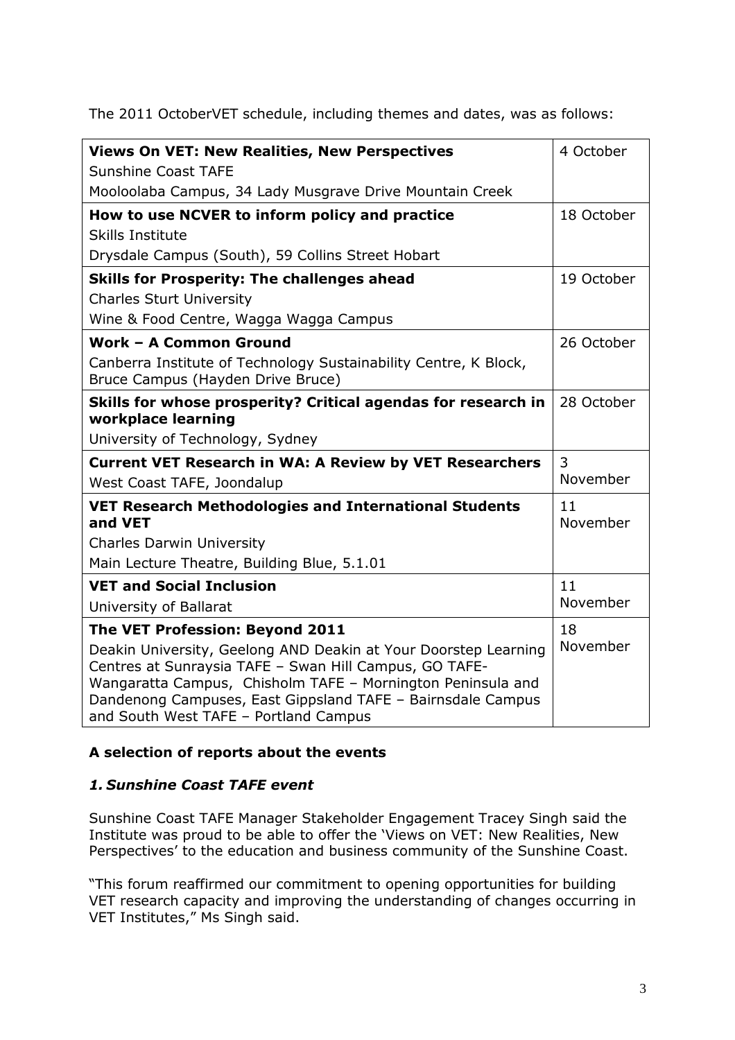The 2011 OctoberVET schedule, including themes and dates, was as follows:

| Event | Date |
|---|---|
| **Views On VET: New Realities, New Perspectives**<br>Sunshine Coast TAFE<br>Mooloolaba Campus, 34 Lady Musgrave Drive Mountain Creek | 4 October |
| **How to use NCVER to inform policy and practice**<br>Skills Institute<br>Drysdale Campus (South), 59 Collins Street Hobart | 18 October |
| **Skills for Prosperity: The challenges ahead**<br>Charles Sturt University<br>Wine & Food Centre, Wagga Wagga Campus | 19 October |
| **Work – A Common Ground**<br>Canberra Institute of Technology Sustainability Centre, K Block, Bruce Campus (Hayden Drive Bruce) | 26 October |
| **Skills for whose prosperity? Critical agendas for research in workplace learning**<br>University of Technology, Sydney | 28 October |
| **Current VET Research in WA: A Review by VET Researchers**<br>West Coast TAFE, Joondalup | 3 November |
| **VET Research Methodologies and International Students and VET**<br>Charles Darwin University<br>Main Lecture Theatre, Building Blue, 5.1.01 | 11 November |
| **VET and Social Inclusion**<br>University of Ballarat | 11 November |
| **The VET Profession: Beyond 2011**<br>Deakin University, Geelong AND Deakin at Your Doorstep Learning Centres at Sunraysia TAFE – Swan Hill Campus, GO TAFE-Wangaratta Campus, Chisholm TAFE – Mornington Peninsula and Dandenong Campuses, East Gippsland TAFE – Bairnsdale Campus and South West TAFE – Portland Campus | 18 November |

## A selection of reports about the events

### *1. Sunshine Coast TAFE event*

Sunshine Coast TAFE Manager Stakeholder Engagement Tracey Singh said the Institute was proud to be able to offer the 'Views on VET: New Realities, New Perspectives' to the education and business community of the Sunshine Coast.

"This forum reaffirmed our commitment to opening opportunities for building VET research capacity and improving the understanding of changes occurring in VET Institutes," Ms Singh said.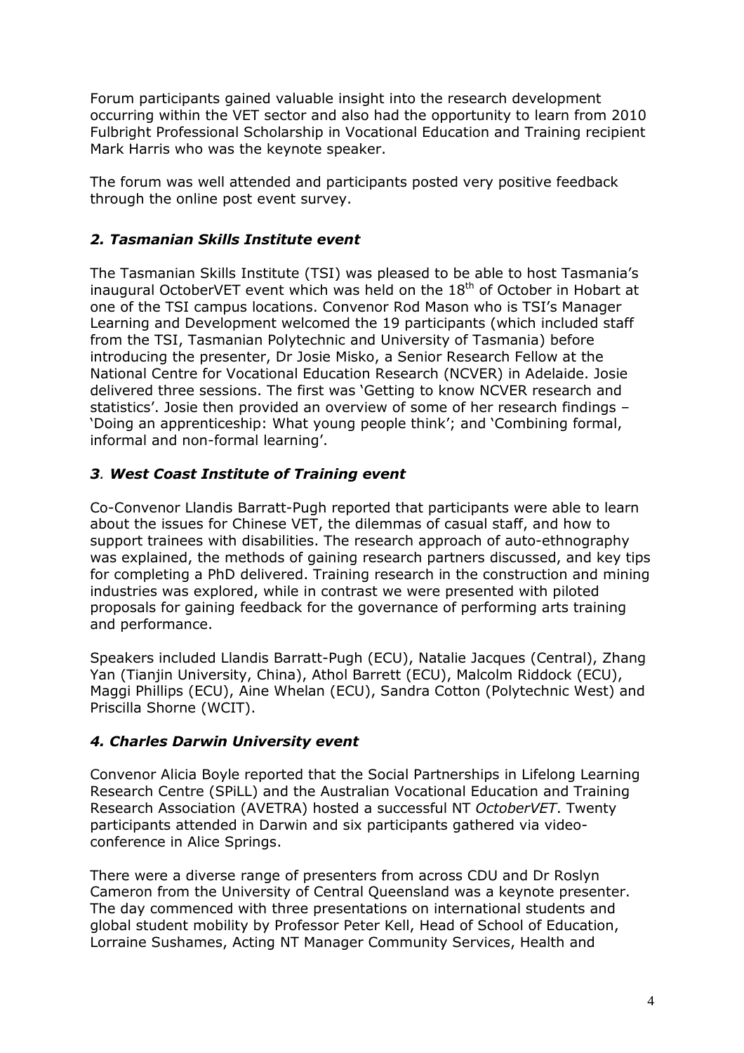Forum participants gained valuable insight into the research development occurring within the VET sector and also had the opportunity to learn from 2010 Fulbright Professional Scholarship in Vocational Education and Training recipient Mark Harris who was the keynote speaker.

The forum was well attended and participants posted very positive feedback through the online post event survey.

### *2. Tasmanian Skills Institute event*

The Tasmanian Skills Institute (TSI) was pleased to be able to host Tasmania's inaugural OctoberVET event which was held on the 18th of October in Hobart at one of the TSI campus locations. Convenor Rod Mason who is TSI's Manager Learning and Development welcomed the 19 participants (which included staff from the TSI, Tasmanian Polytechnic and University of Tasmania) before introducing the presenter, Dr Josie Misko, a Senior Research Fellow at the National Centre for Vocational Education Research (NCVER) in Adelaide. Josie delivered three sessions. The first was 'Getting to know NCVER research and statistics'. Josie then provided an overview of some of her research findings – 'Doing an apprenticeship: What young people think'; and 'Combining formal, informal and non-formal learning'.

### *3. West Coast Institute of Training event*

Co-Convenor Llandis Barratt-Pugh reported that participants were able to learn about the issues for Chinese VET, the dilemmas of casual staff, and how to support trainees with disabilities. The research approach of auto-ethnography was explained, the methods of gaining research partners discussed, and key tips for completing a PhD delivered. Training research in the construction and mining industries was explored, while in contrast we were presented with piloted proposals for gaining feedback for the governance of performing arts training and performance.

Speakers included Llandis Barratt-Pugh (ECU), Natalie Jacques (Central), Zhang Yan (Tianjin University, China), Athol Barrett (ECU), Malcolm Riddock (ECU), Maggi Phillips (ECU), Aine Whelan (ECU), Sandra Cotton (Polytechnic West) and Priscilla Shorne (WCIT).

### *4. Charles Darwin University event*

Convenor Alicia Boyle reported that the Social Partnerships in Lifelong Learning Research Centre (SPiLL) and the Australian Vocational Education and Training Research Association (AVETRA) hosted a successful NT *OctoberVET*. Twenty participants attended in Darwin and six participants gathered via video-conference in Alice Springs.

There were a diverse range of presenters from across CDU and Dr Roslyn Cameron from the University of Central Queensland was a keynote presenter. The day commenced with three presentations on international students and global student mobility by Professor Peter Kell, Head of School of Education, Lorraine Sushames, Acting NT Manager Community Services, Health and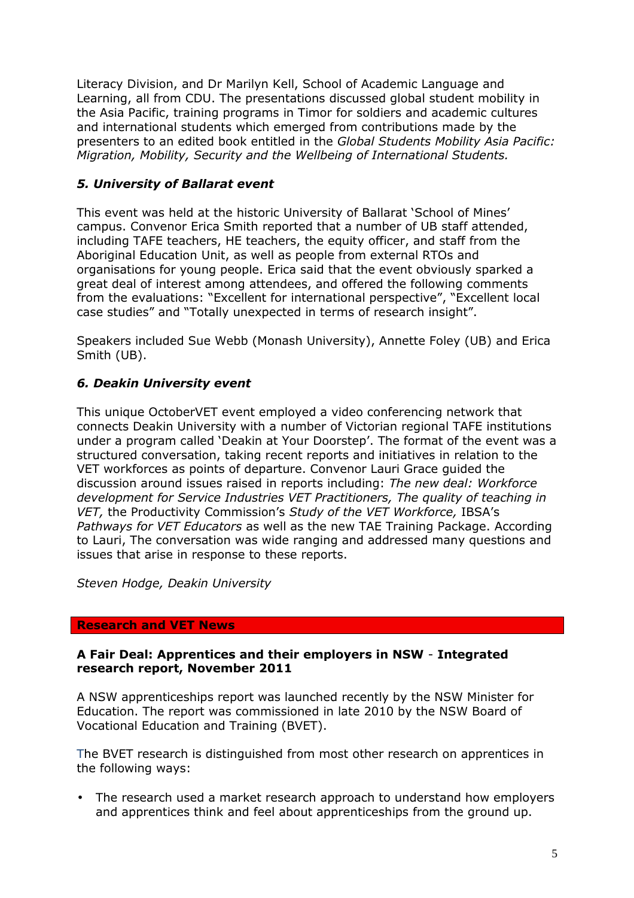Literacy Division, and Dr Marilyn Kell, School of Academic Language and Learning, all from CDU. The presentations discussed global student mobility in the Asia Pacific, training programs in Timor for soldiers and academic cultures and international students which emerged from contributions made by the presenters to an edited book entitled in the *Global Students Mobility Asia Pacific: Migration, Mobility, Security and the Wellbeing of International Students.*

### *5. University of Ballarat event*

This event was held at the historic University of Ballarat 'School of Mines' campus. Convenor Erica Smith reported that a number of UB staff attended, including TAFE teachers, HE teachers, the equity officer, and staff from the Aboriginal Education Unit, as well as people from external RTOs and organisations for young people. Erica said that the event obviously sparked a great deal of interest among attendees, and offered the following comments from the evaluations: "Excellent for international perspective", "Excellent local case studies" and "Totally unexpected in terms of research insight".

Speakers included Sue Webb (Monash University), Annette Foley (UB) and Erica Smith (UB).

### *6. Deakin University event*

This unique OctoberVET event employed a video conferencing network that connects Deakin University with a number of Victorian regional TAFE institutions under a program called 'Deakin at Your Doorstep'. The format of the event was a structured conversation, taking recent reports and initiatives in relation to the VET workforces as points of departure. Convenor Lauri Grace guided the discussion around issues raised in reports including: *The new deal: Workforce development for Service Industries VET Practitioners, The quality of teaching in VET,* the Productivity Commission's *Study of the VET Workforce,* IBSA's *Pathways for VET Educators* as well as the new TAE Training Package. According to Lauri, The conversation was wide ranging and addressed many questions and issues that arise in response to these reports.

*Steven Hodge, Deakin University*

## Research and VET News

**A Fair Deal: Apprentices and their employers in NSW - Integrated research report, November 2011**

A NSW apprenticeships report was launched recently by the NSW Minister for Education. The report was commissioned in late 2010 by the NSW Board of Vocational Education and Training (BVET).

The BVET research is distinguished from most other research on apprentices in the following ways:

- The research used a market research approach to understand how employers and apprentices think and feel about apprenticeships from the ground up.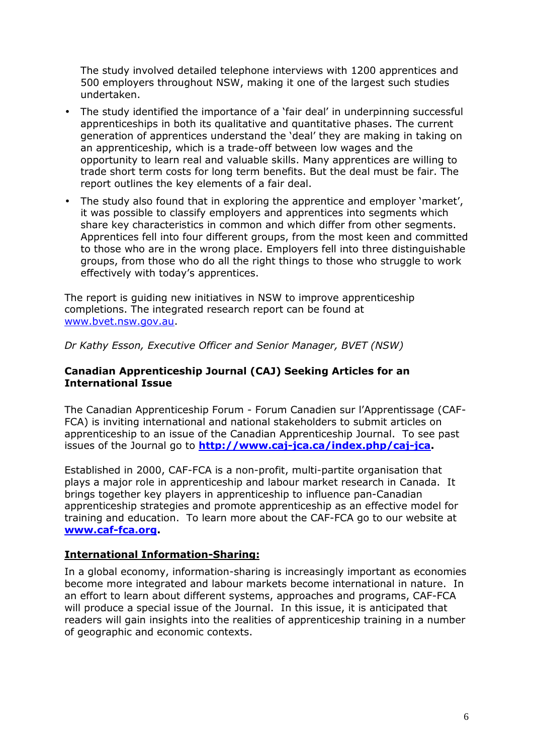The study involved detailed telephone interviews with 1200 apprentices and 500 employers throughout NSW, making it one of the largest such studies undertaken.

- The study identified the importance of a 'fair deal' in underpinning successful apprenticeships in both its qualitative and quantitative phases. The current generation of apprentices understand the 'deal' they are making in taking on an apprenticeship, which is a trade-off between low wages and the opportunity to learn real and valuable skills. Many apprentices are willing to trade short term costs for long term benefits. But the deal must be fair. The report outlines the key elements of a fair deal.
- The study also found that in exploring the apprentice and employer 'market', it was possible to classify employers and apprentices into segments which share key characteristics in common and which differ from other segments. Apprentices fell into four different groups, from the most keen and committed to those who are in the wrong place. Employers fell into three distinguishable groups, from those who do all the right things to those who struggle to work effectively with today's apprentices.

The report is guiding new initiatives in NSW to improve apprenticeship completions. The integrated research report can be found at [www.bvet.nsw.gov.au](www.bvet.nsw.gov.au).

*Dr Kathy Esson, Executive Officer and Senior Manager, BVET (NSW)*

### Canadian Apprenticeship Journal (CAJ) Seeking Articles for an International Issue

The Canadian Apprenticeship Forum - Forum Canadien sur l'Apprentissage (CAF-FCA) is inviting international and national stakeholders to submit articles on apprenticeship to an issue of the Canadian Apprenticeship Journal. To see past issues of the Journal go to **[http://www.caj-jca.ca/index.php/caj-jca](http://www.caj-jca.ca/index.php/caj-jca).**

Established in 2000, CAF-FCA is a non-profit, multi-partite organisation that plays a major role in apprenticeship and labour market research in Canada. It brings together key players in apprenticeship to influence pan-Canadian apprenticeship strategies and promote apprenticeship as an effective model for training and education. To learn more about the CAF-FCA go to our website at **[www.caf-fca.org](www.caf-fca.org).**

#### International Information-Sharing:

In a global economy, information-sharing is increasingly important as economies become more integrated and labour markets become international in nature. In an effort to learn about different systems, approaches and programs, CAF-FCA will produce a special issue of the Journal. In this issue, it is anticipated that readers will gain insights into the realities of apprenticeship training in a number of geographic and economic contexts.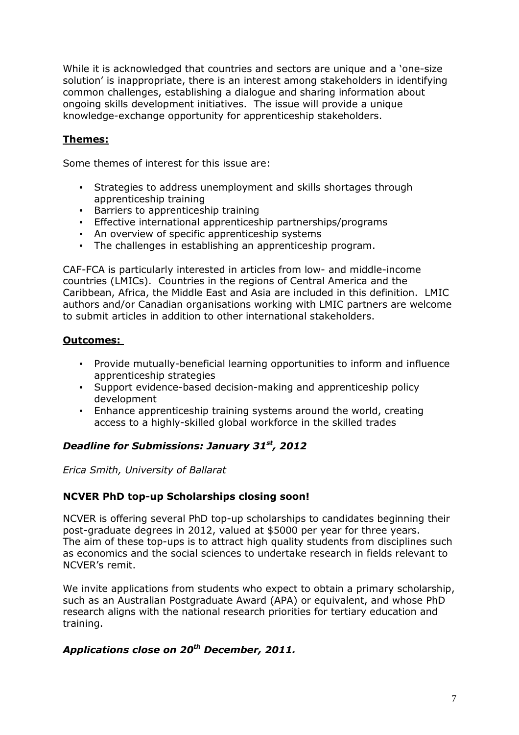While it is acknowledged that countries and sectors are unique and a 'one-size solution' is inappropriate, there is an interest among stakeholders in identifying common challenges, establishing a dialogue and sharing information about ongoing skills development initiatives. The issue will provide a unique knowledge-exchange opportunity for apprenticeship stakeholders.

**Themes:**

Some themes of interest for this issue are:

- Strategies to address unemployment and skills shortages through apprenticeship training
- Barriers to apprenticeship training
- Effective international apprenticeship partnerships/programs
- An overview of specific apprenticeship systems
- The challenges in establishing an apprenticeship program.

CAF-FCA is particularly interested in articles from low- and middle-income countries (LMICs). Countries in the regions of Central America and the Caribbean, Africa, the Middle East and Asia are included in this definition. LMIC authors and/or Canadian organisations working with LMIC partners are welcome to submit articles in addition to other international stakeholders.

**Outcomes:**

- Provide mutually-beneficial learning opportunities to inform and influence apprenticeship strategies
- Support evidence-based decision-making and apprenticeship policy development
- Enhance apprenticeship training systems around the world, creating access to a highly-skilled global workforce in the skilled trades

***Deadline for Submissions: January 31st, 2012***

*Erica Smith, University of Ballarat*

**NCVER PhD top-up Scholarships closing soon!**

NCVER is offering several PhD top-up scholarships to candidates beginning their post-graduate degrees in 2012, valued at $5000 per year for three years. The aim of these top-ups is to attract high quality students from disciplines such as economics and the social sciences to undertake research in fields relevant to NCVER's remit.

We invite applications from students who expect to obtain a primary scholarship, such as an Australian Postgraduate Award (APA) or equivalent, and whose PhD research aligns with the national research priorities for tertiary education and training.

***Applications close on 20th December, 2011.***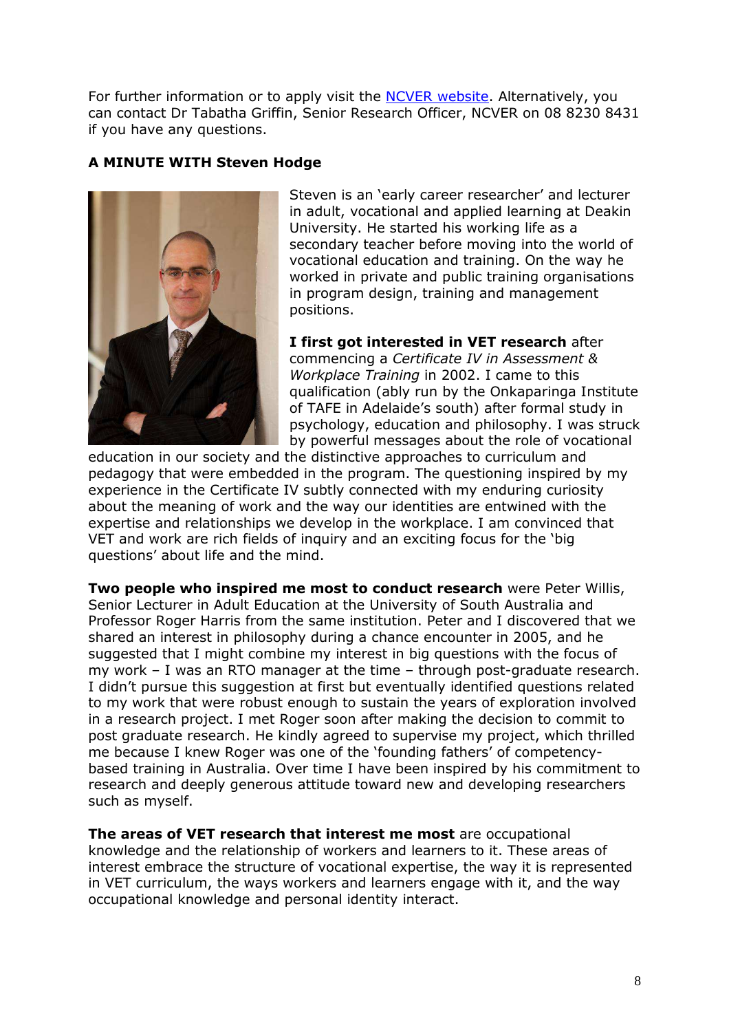For further information or to apply visit the [NCVER website](). Alternatively, you can contact Dr Tabatha Griffin, Senior Research Officer, NCVER on 08 8230 8431 if you have any questions.

### A MINUTE WITH Steven Hodge

Steven is an 'early career researcher' and lecturer in adult, vocational and applied learning at Deakin University. He started his working life as a secondary teacher before moving into the world of vocational education and training. On the way he worked in private and public training organisations in program design, training and management positions.

**I first got interested in VET research** after commencing a *Certificate IV in Assessment & Workplace Training* in 2002. I came to this qualification (ably run by the Onkaparinga Institute of TAFE in Adelaide's south) after formal study in psychology, education and philosophy. I was struck by powerful messages about the role of vocational education in our society and the distinctive approaches to curriculum and pedagogy that were embedded in the program. The questioning inspired by my experience in the Certificate IV subtly connected with my enduring curiosity about the meaning of work and the way our identities are entwined with the expertise and relationships we develop in the workplace. I am convinced that VET and work are rich fields of inquiry and an exciting focus for the 'big questions' about life and the mind.

**Two people who inspired me most to conduct research** were Peter Willis, Senior Lecturer in Adult Education at the University of South Australia and Professor Roger Harris from the same institution. Peter and I discovered that we shared an interest in philosophy during a chance encounter in 2005, and he suggested that I might combine my interest in big questions with the focus of my work – I was an RTO manager at the time – through post-graduate research. I didn't pursue this suggestion at first but eventually identified questions related to my work that were robust enough to sustain the years of exploration involved in a research project. I met Roger soon after making the decision to commit to post graduate research. He kindly agreed to supervise my project, which thrilled me because I knew Roger was one of the 'founding fathers' of competency-based training in Australia. Over time I have been inspired by his commitment to research and deeply generous attitude toward new and developing researchers such as myself.

**The areas of VET research that interest me most** are occupational knowledge and the relationship of workers and learners to it. These areas of interest embrace the structure of vocational expertise, the way it is represented in VET curriculum, the ways workers and learners engage with it, and the way occupational knowledge and personal identity interact.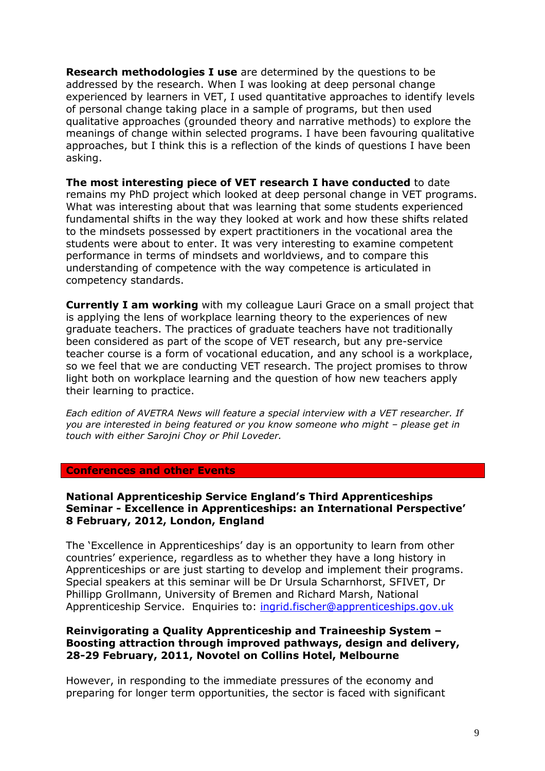**Research methodologies I use** are determined by the questions to be addressed by the research. When I was looking at deep personal change experienced by learners in VET, I used quantitative approaches to identify levels of personal change taking place in a sample of programs, but then used qualitative approaches (grounded theory and narrative methods) to explore the meanings of change within selected programs. I have been favouring qualitative approaches, but I think this is a reflection of the kinds of questions I have been asking.

**The most interesting piece of VET research I have conducted** to date remains my PhD project which looked at deep personal change in VET programs. What was interesting about that was learning that some students experienced fundamental shifts in the way they looked at work and how these shifts related to the mindsets possessed by expert practitioners in the vocational area the students were about to enter. It was very interesting to examine competent performance in terms of mindsets and worldviews, and to compare this understanding of competence with the way competence is articulated in competency standards.

**Currently I am working** with my colleague Lauri Grace on a small project that is applying the lens of workplace learning theory to the experiences of new graduate teachers. The practices of graduate teachers have not traditionally been considered as part of the scope of VET research, but any pre-service teacher course is a form of vocational education, and any school is a workplace, so we feel that we are conducting VET research. The project promises to throw light both on workplace learning and the question of how new teachers apply their learning to practice.

*Each edition of AVETRA News will feature a special interview with a VET researcher. If you are interested in being featured or you know someone who might – please get in touch with either Sarojni Choy or Phil Loveder.*

## Conferences and other Events

### National Apprenticeship Service England's Third Apprenticeships Seminar - Excellence in Apprenticeships: an International Perspective' 8 February, 2012, London, England

The 'Excellence in Apprenticeships' day is an opportunity to learn from other countries' experience, regardless as to whether they have a long history in Apprenticeships or are just starting to develop and implement their programs. Special speakers at this seminar will be Dr Ursula Scharnhorst, SFIVET, Dr Phillipp Grollmann, University of Bremen and Richard Marsh, National Apprenticeship Service. Enquiries to: ingrid.fischer@apprenticeships.gov.uk

### Reinvigorating a Quality Apprenticeship and Traineeship System – Boosting attraction through improved pathways, design and delivery, 28-29 February, 2011, Novotel on Collins Hotel, Melbourne

However, in responding to the immediate pressures of the economy and preparing for longer term opportunities, the sector is faced with significant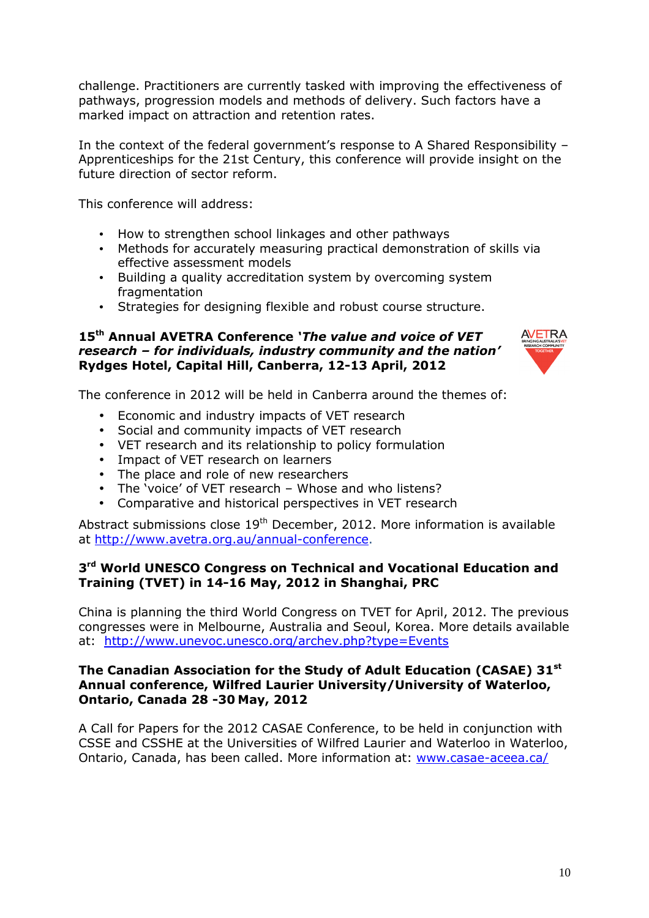challenge. Practitioners are currently tasked with improving the effectiveness of pathways, progression models and methods of delivery. Such factors have a marked impact on attraction and retention rates.

In the context of the federal government's response to A Shared Responsibility – Apprenticeships for the 21st Century, this conference will provide insight on the future direction of sector reform.

This conference will address:

- How to strengthen school linkages and other pathways
- Methods for accurately measuring practical demonstration of skills via effective assessment models
- Building a quality accreditation system by overcoming system fragmentation
- Strategies for designing flexible and robust course structure.

**15th Annual AVETRA Conference '*The value and voice of VET research – for individuals, industry community and the nation*' Rydges Hotel, Capital Hill, Canberra, 12-13 April, 2012**

The conference in 2012 will be held in Canberra around the themes of:

- Economic and industry impacts of VET research
- Social and community impacts of VET research
- VET research and its relationship to policy formulation
- Impact of VET research on learners
- The place and role of new researchers
- The 'voice' of VET research – Whose and who listens?
- Comparative and historical perspectives in VET research

Abstract submissions close 19th December, 2012. More information is available at http://www.avetra.org.au/annual-conference.

**3rd World UNESCO Congress on Technical and Vocational Education and Training (TVET) in 14-16 May, 2012 in Shanghai, PRC**

China is planning the third World Congress on TVET for April, 2012. The previous congresses were in Melbourne, Australia and Seoul, Korea. More details available at: http://www.unevoc.unesco.org/archev.php?type=Events

**The Canadian Association for the Study of Adult Education (CASAE) 31st Annual conference, Wilfred Laurier University/University of Waterloo, Ontario, Canada 28 -30 May, 2012**

A Call for Papers for the 2012 CASAE Conference, to be held in conjunction with CSSE and CSSHE at the Universities of Wilfred Laurier and Waterloo in Waterloo, Ontario, Canada, has been called. More information at: www.casae-aceea.ca/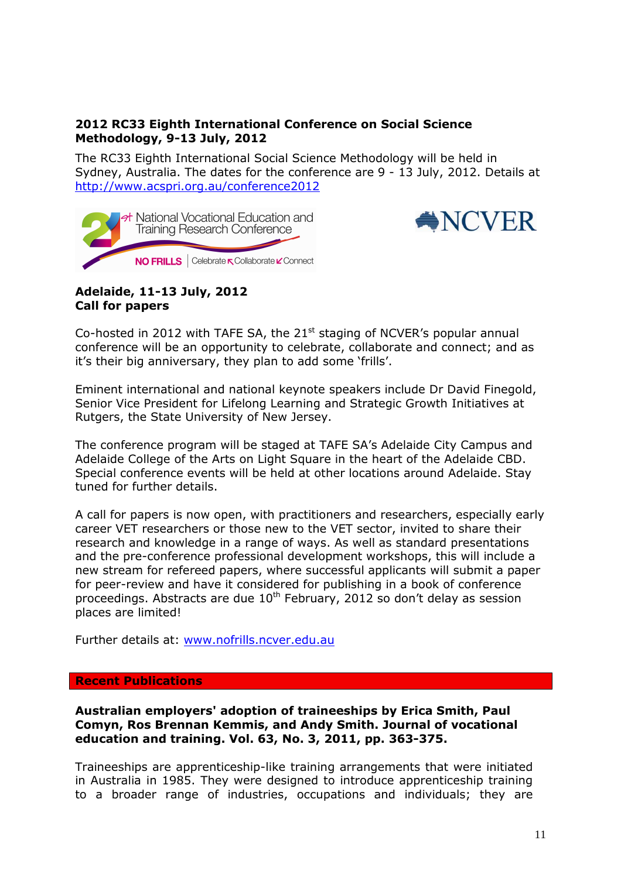**2012 RC33 Eighth International Conference on Social Science Methodology, 9-13 July, 2012**

The RC33 Eighth International Social Science Methodology will be held in Sydney, Australia. The dates for the conference are 9 - 13 July, 2012. Details at http://www.acspri.org.au/conference2012

**Adelaide, 11-13 July, 2012**
**Call for papers**

Co-hosted in 2012 with TAFE SA, the 21st staging of NCVER's popular annual conference will be an opportunity to celebrate, collaborate and connect; and as it's their big anniversary, they plan to add some 'frills'.

Eminent international and national keynote speakers include Dr David Finegold, Senior Vice President for Lifelong Learning and Strategic Growth Initiatives at Rutgers, the State University of New Jersey.

The conference program will be staged at TAFE SA's Adelaide City Campus and Adelaide College of the Arts on Light Square in the heart of the Adelaide CBD. Special conference events will be held at other locations around Adelaide. Stay tuned for further details.

A call for papers is now open, with practitioners and researchers, especially early career VET researchers or those new to the VET sector, invited to share their research and knowledge in a range of ways. As well as standard presentations and the pre-conference professional development workshops, this will include a new stream for refereed papers, where successful applicants will submit a paper for peer-review and have it considered for publishing in a book of conference proceedings. Abstracts are due 10th February, 2012 so don't delay as session places are limited!

Further details at: www.nofrills.ncver.edu.au

## Recent Publications

**Australian employers' adoption of traineeships by Erica Smith, Paul Comyn, Ros Brennan Kemmis, and Andy Smith. Journal of vocational education and training. Vol. 63, No. 3, 2011, pp. 363-375.**

Traineeships are apprenticeship-like training arrangements that were initiated in Australia in 1985. They were designed to introduce apprenticeship training to a broader range of industries, occupations and individuals; they are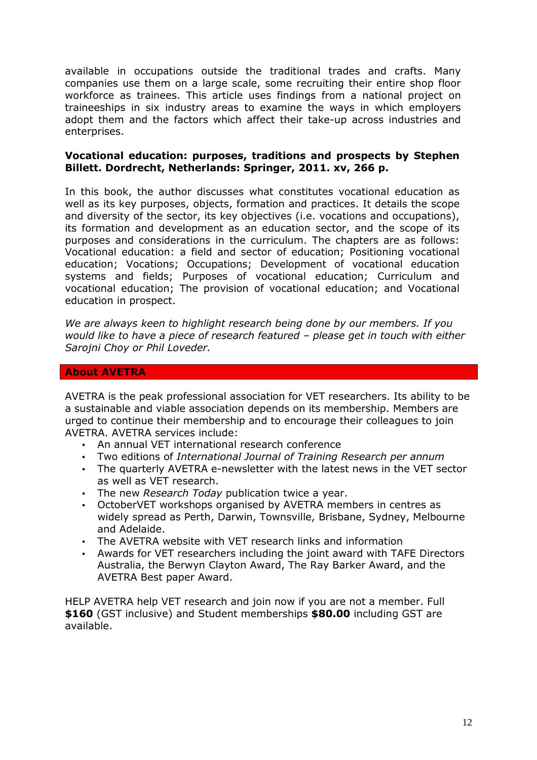available in occupations outside the traditional trades and crafts. Many companies use them on a large scale, some recruiting their entire shop floor workforce as trainees. This article uses findings from a national project on traineeships in six industry areas to examine the ways in which employers adopt them and the factors which affect their take-up across industries and enterprises.

**Vocational education: purposes, traditions and prospects by Stephen Billett. Dordrecht, Netherlands: Springer, 2011. xv, 266 p.**

In this book, the author discusses what constitutes vocational education as well as its key purposes, objects, formation and practices. It details the scope and diversity of the sector, its key objectives (i.e. vocations and occupations), its formation and development as an education sector, and the scope of its purposes and considerations in the curriculum. The chapters are as follows: Vocational education: a field and sector of education; Positioning vocational education; Vocations; Occupations; Development of vocational education systems and fields; Purposes of vocational education; Curriculum and vocational education; The provision of vocational education; and Vocational education in prospect.

*We are always keen to highlight research being done by our members. If you would like to have a piece of research featured – please get in touch with either Sarojni Choy or Phil Loveder.*

## About AVETRA

AVETRA is the peak professional association for VET researchers. Its ability to be a sustainable and viable association depends on its membership. Members are urged to continue their membership and to encourage their colleagues to join AVETRA. AVETRA services include:

- An annual VET international research conference
- Two editions of *International Journal of Training Research per annum*
- The quarterly AVETRA e-newsletter with the latest news in the VET sector as well as VET research.
- The new *Research Today* publication twice a year.
- OctoberVET workshops organised by AVETRA members in centres as widely spread as Perth, Darwin, Townsville, Brisbane, Sydney, Melbourne and Adelaide.
- The AVETRA website with VET research links and information
- Awards for VET researchers including the joint award with TAFE Directors Australia, the Berwyn Clayton Award, The Ray Barker Award, and the AVETRA Best paper Award.

HELP AVETRA help VET research and join now if you are not a member. Full **$160** (GST inclusive) and Student memberships **$80.00** including GST are available.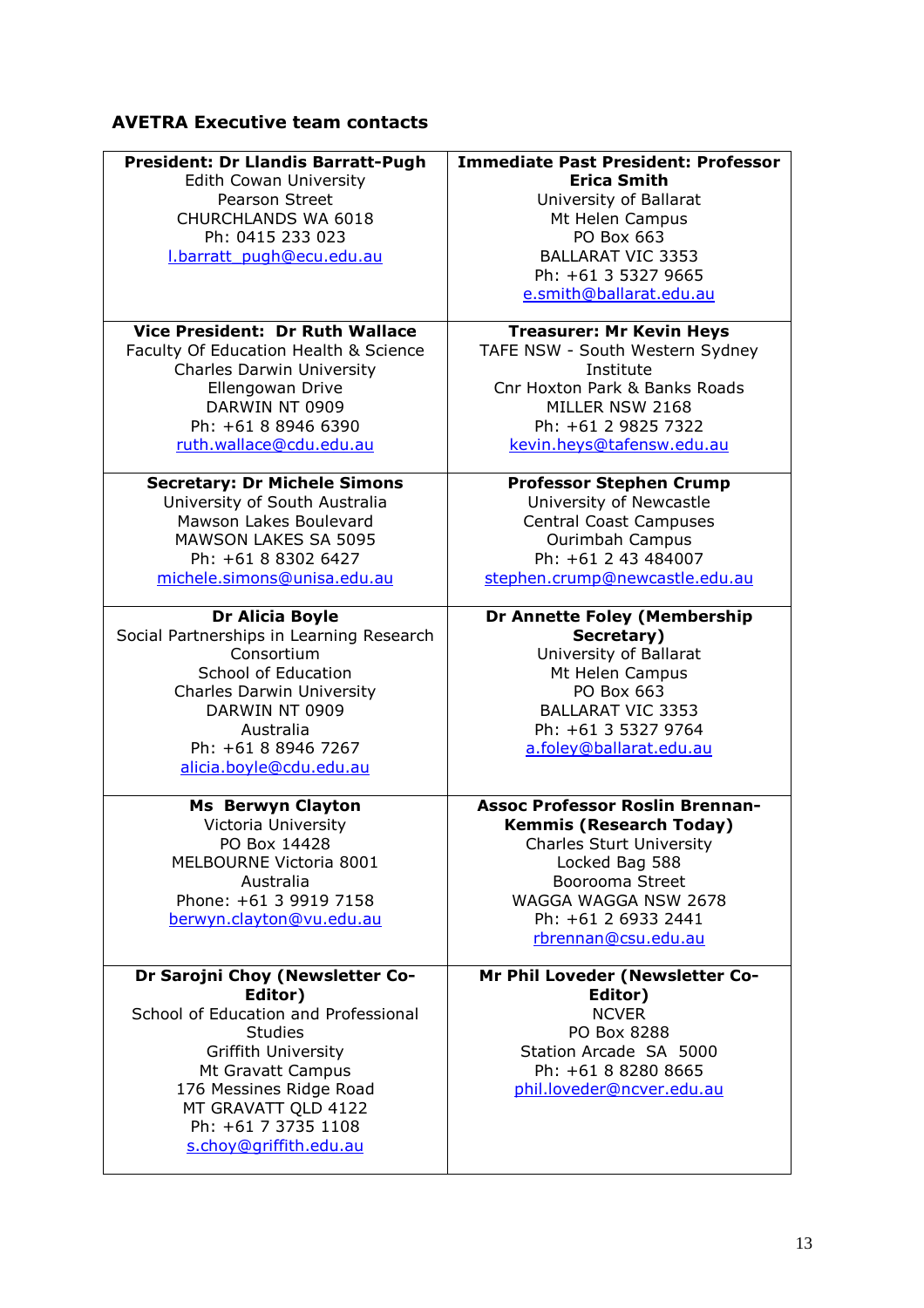## AVETRA Executive team contacts

| | |
|---|---|
| **President: Dr Llandis Barratt-Pugh**<br>Edith Cowan University<br>Pearson Street<br>CHURCHLANDS WA 6018<br>Ph: 0415 233 023<br>l.barratt_pugh@ecu.edu.au | **Immediate Past President: Professor Erica Smith**<br>University of Ballarat<br>Mt Helen Campus<br>PO Box 663<br>BALLARAT VIC 3353<br>Ph: +61 3 5327 9665<br>e.smith@ballarat.edu.au |
| **Vice President: Dr Ruth Wallace**<br>Faculty Of Education Health & Science<br>Charles Darwin University<br>Ellengowan Drive<br>DARWIN NT 0909<br>Ph: +61 8 8946 6390<br>ruth.wallace@cdu.edu.au | **Treasurer: Mr Kevin Heys**<br>TAFE NSW - South Western Sydney Institute<br>Cnr Hoxton Park & Banks Roads<br>MILLER NSW 2168<br>Ph: +61 2 9825 7322<br>kevin.heys@tafensw.edu.au |
| **Secretary: Dr Michele Simons**<br>University of South Australia<br>Mawson Lakes Boulevard<br>MAWSON LAKES SA 5095<br>Ph: +61 8 8302 6427<br>michele.simons@unisa.edu.au | **Professor Stephen Crump**<br>University of Newcastle<br>Central Coast Campuses<br>Ourimbah Campus<br>Ph: +61 2 43 484007<br>stephen.crump@newcastle.edu.au |
| **Dr Alicia Boyle**<br>Social Partnerships in Learning Research Consortium<br>School of Education<br>Charles Darwin University<br>DARWIN NT 0909<br>Australia<br>Ph: +61 8 8946 7267<br>alicia.boyle@cdu.edu.au | **Dr Annette Foley (Membership Secretary)**<br>University of Ballarat<br>Mt Helen Campus<br>PO Box 663<br>BALLARAT VIC 3353<br>Ph: +61 3 5327 9764<br>a.foley@ballarat.edu.au |
| **Ms Berwyn Clayton**<br>Victoria University<br>PO Box 14428<br>MELBOURNE Victoria 8001<br>Australia<br>Phone: +61 3 9919 7158<br>berwyn.clayton@vu.edu.au | **Assoc Professor Roslin Brennan-Kemmis (Research Today)**<br>Charles Sturt University<br>Locked Bag 588<br>Boorooma Street<br>WAGGA WAGGA NSW 2678<br>Ph: +61 2 6933 2441<br>rbrennan@csu.edu.au |
| **Dr Sarojni Choy (Newsletter Co-Editor)**<br>School of Education and Professional Studies<br>Griffith University<br>Mt Gravatt Campus<br>176 Messines Ridge Road<br>MT GRAVATT QLD 4122<br>Ph: +61 7 3735 1108<br>s.choy@griffith.edu.au | **Mr Phil Loveder (Newsletter Co-Editor)**<br>NCVER<br>PO Box 8288<br>Station Arcade SA 5000<br>Ph: +61 8 8280 8665<br>phil.loveder@ncver.edu.au |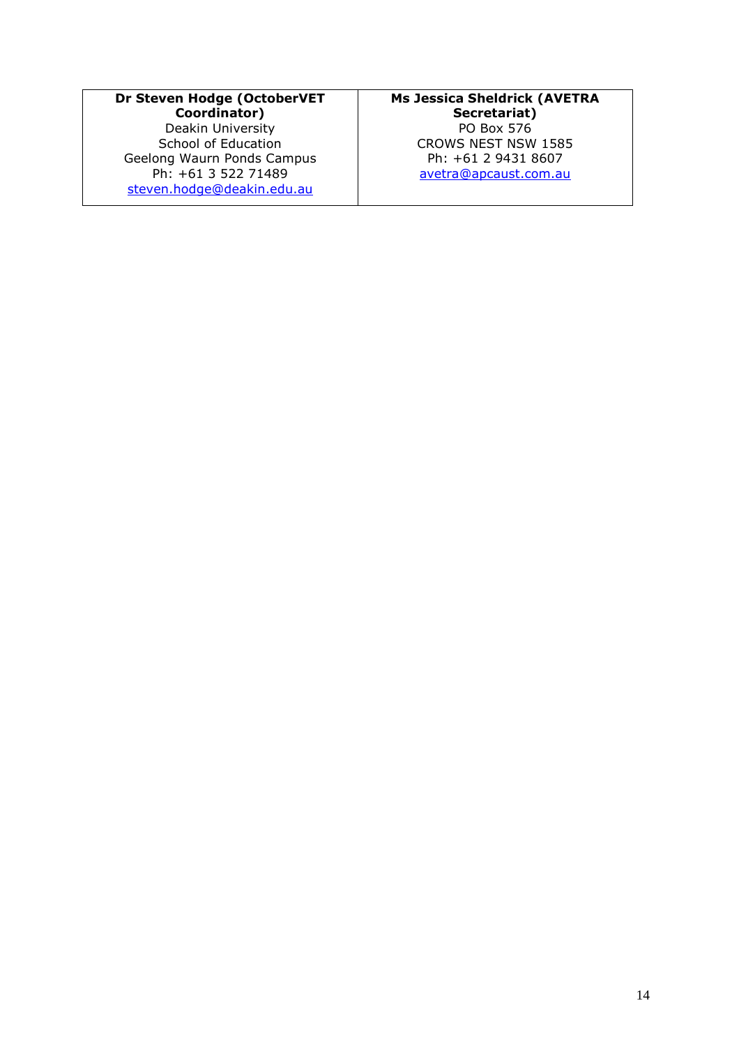| | |
|---|---|
| **Dr Steven Hodge (OctoberVET Coordinator)**<br>Deakin University<br>School of Education<br>Geelong Waurn Ponds Campus<br>Ph: +61 3 522 71489<br>steven.hodge@deakin.edu.au | **Ms Jessica Sheldrick (AVETRA Secretariat)**<br>PO Box 576<br>CROWS NEST NSW 1585<br>Ph: +61 2 9431 8607<br>avetra@apcaust.com.au |